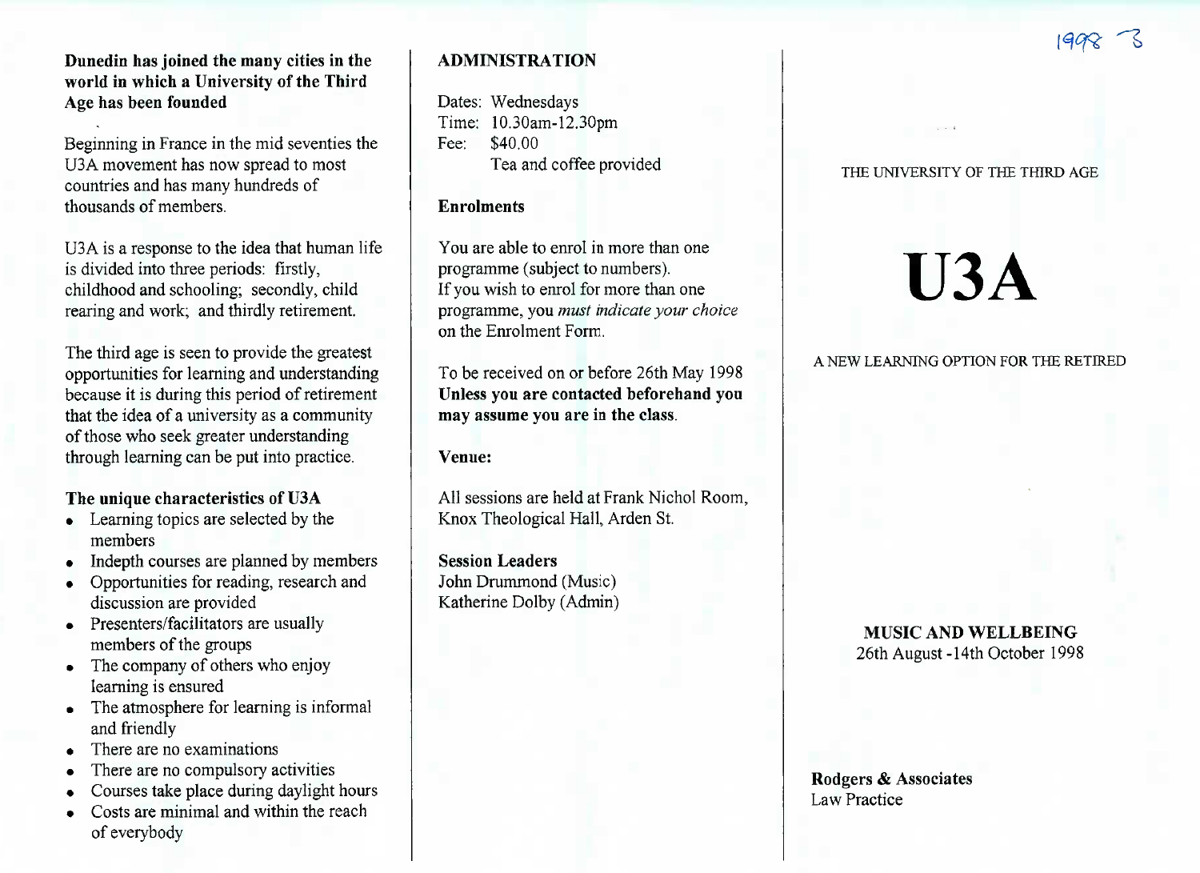1998 -3

## Dunedin has joined the many cities in the world in which a University of the Third Age has been founded

Beginning in France in the mid seventies the U3A movement has now spread to most countries and has many hundreds of thousands of members.

U3A is a response to the idea that human life is divided into three periods: firstly, childhood and schooling; secondly, child rearing and work; and thirdly retirement.

The third age is seen to provide the greatest opportunities for learning and understanding because it is during this period of retirement that the idea of a university as a community of those who seek greater understanding through learning can be put into practice.

### The unique characteristics of U3A

- Learning topics are selected by the members
- Indepth courses are planned by members
- Opportunities for reading, research and discussion are provided
- Presenters/facilitators are usually members of the groups
- The company of others who enjoy learning is ensured
- The atmosphere for learning is informal and friendly
- There are no examinations
- There are no compulsory activities
- Courses take place during daylight hours
- Costs are minimal and within the reach of everybody

## ADMINISTRATION

Dates: Wednesdays
Time: 10.30am-12.30pm
Fee: $40.00
Tea and coffee provided

### Enrolments

You are able to enrol in more than one programme (subject to numbers).
If you wish to enrol for more than one programme, you *must indicate your choice* on the Enrolment Form.

To be received on or before 26th May 1998
**Unless you are contacted beforehand you may assume you are in the class.**

### Venue:

All sessions are held at Frank Nichol Room, Knox Theological Hall, Arden St.

**Session Leaders**
John Drummond (Music)
Katherine Dolby (Admin)

THE UNIVERSITY OF THE THIRD AGE

# U3A

A NEW LEARNING OPTION FOR THE RETIRED

**MUSIC AND WELLBEING**
26th August -14th October 1998

**Rodgers & Associates**
Law Practice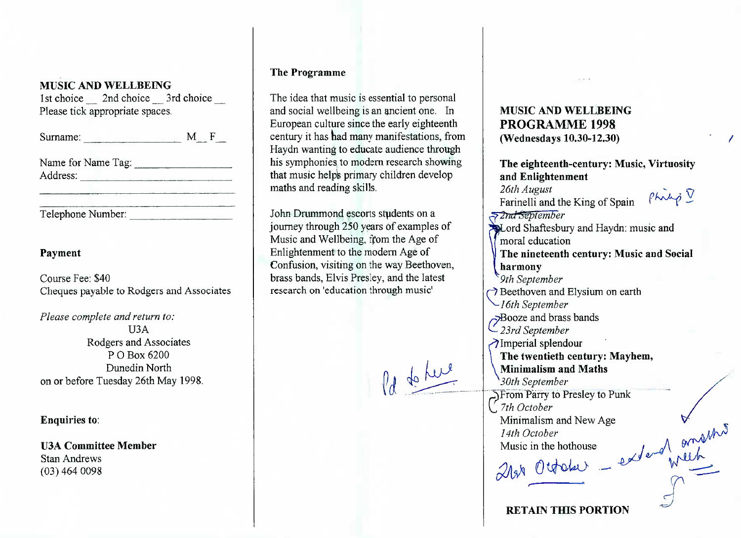**MUSIC AND WELLBEING**

1st choice __ 2nd choice __ 3rd choice __
Please tick appropriate spaces.

Surname: ________________ M__ F__

Name for Name Tag: ________________

Address: ________________

________________

________________

Telephone Number: ________________

**Payment**

Course Fee: $40
Cheques payable to Rodgers and Associates

*Please complete and return to:*

U3A
Rodgers and Associates
P O Box 6200
Dunedin North
on or before Tuesday 26th May 1998.

**Enquiries to**:

**U3A Committee Member**
Stan Andrews
(03) 464 0098

**The Programme**

The idea that music is essential to personal and social wellbeing is an ancient one. In European culture since the early eighteenth century it has had many manifestations, from Haydn wanting to educate audience through his symphonies to modern research showing that music helps primary children develop maths and reading skills.

John Drummond escorts students on a journey through 250 years of examples of Music and Wellbeing, from the Age of Enlightenment to the modern Age of Confusion, visiting on the way Beethoven, brass bands, Elvis Presley, and the latest research on 'education through music'

Pd to here

**MUSIC AND WELLBEING**
**PROGRAMME 1998**
**(Wednesdays 10.30-12.30)**

**The eighteenth-century: Music, Virtuosity and Enlightenment**

*26th August*
Farinelli and the King of Spain Philip V

*2nd September*
Lord Shaftesbury and Haydn: music and moral education

**The nineteenth century: Music and Social harmony**

*9th September*
Beethoven and Elysium on earth

*16th September*
Booze and brass bands

*23rd September*
Imperial splendour

**The twentieth century: Mayhem, Minimalism and Maths**

*30th September*
From Parry to Presley to Punk

*7th October*
Minimalism and New Age

*14th October*
Music in the hothouse

21st October – extend another week

**RETAIN THIS PORTION**